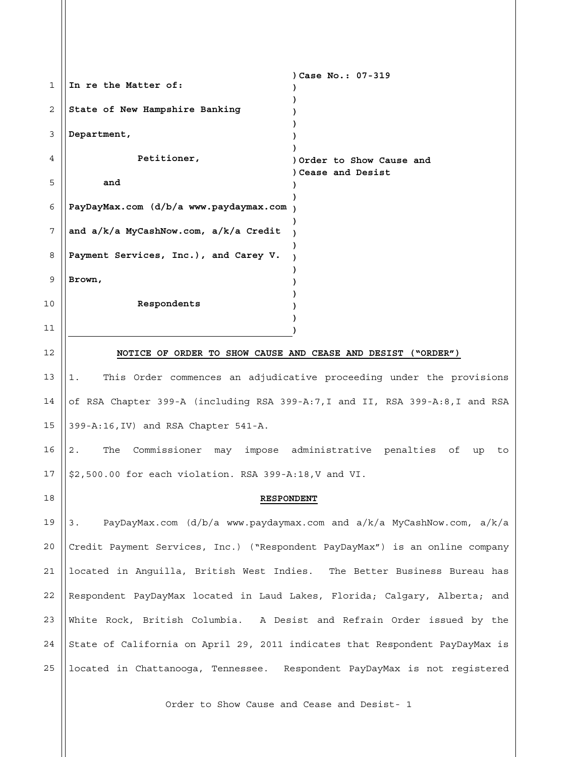**In re the Matter of:**

**State of New Hampshire Banking Department,**

**Petitioner,**

**and**

**PayDayMax.com (d/b/a www.paydaymax.com and a/k/a MyCashNow.com, a/k/a Credit Payment Services, Inc.), and Carey V. Brown,**

**Respondents**

**Case No.: 07-319**

**Order to Show Cause and Cease and Desist**

## NOTICE OF ORDER TO SHOW CAUSE AND CEASE AND DESIST ("ORDER")

1. This Order commences an adjudicative proceeding under the provisions of RSA Chapter 399-A (including RSA 399-A:7,I and II, RSA 399-A:8,I and RSA 399-A:16,IV) and RSA Chapter 541-A.

2. The Commissioner may impose administrative penalties of up to $2,500.00 for each violation. RSA 399-A:18,V and VI.

## RESPONDENT

3. PayDayMax.com (d/b/a www.paydaymax.com and a/k/a MyCashNow.com, a/k/a Credit Payment Services, Inc.) ("Respondent PayDayMax") is an online company located in Anguilla, British West Indies. The Better Business Bureau has Respondent PayDayMax located in Laud Lakes, Florida; Calgary, Alberta; and White Rock, British Columbia. A Desist and Refrain Order issued by the State of California on April 29, 2011 indicates that Respondent PayDayMax is located in Chattanooga, Tennessee. Respondent PayDayMax is not registered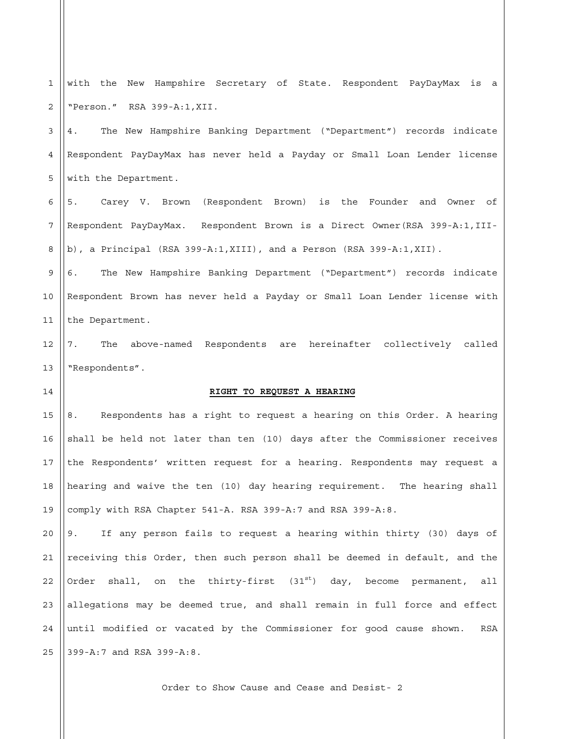with the New Hampshire Secretary of State. Respondent PayDayMax is a "Person." RSA 399-A:1,XII.

4. The New Hampshire Banking Department ("Department") records indicate Respondent PayDayMax has never held a Payday or Small Loan Lender license with the Department.

5. Carey V. Brown (Respondent Brown) is the Founder and Owner of Respondent PayDayMax. Respondent Brown is a Direct Owner(RSA 399-A:1,III-b), a Principal (RSA 399-A:1,XIII), and a Person (RSA 399-A:1,XII).

6. The New Hampshire Banking Department ("Department") records indicate Respondent Brown has never held a Payday or Small Loan Lender license with the Department.

7. The above-named Respondents are hereinafter collectively called "Respondents".

## RIGHT TO REQUEST A HEARING

8. Respondents has a right to request a hearing on this Order. A hearing shall be held not later than ten (10) days after the Commissioner receives the Respondents' written request for a hearing. Respondents may request a hearing and waive the ten (10) day hearing requirement. The hearing shall comply with RSA Chapter 541-A. RSA 399-A:7 and RSA 399-A:8.

9. If any person fails to request a hearing within thirty (30) days of receiving this Order, then such person shall be deemed in default, and the Order shall, on the thirty-first (31st) day, become permanent, all allegations may be deemed true, and shall remain in full force and effect until modified or vacated by the Commissioner for good cause shown. RSA 399-A:7 and RSA 399-A:8.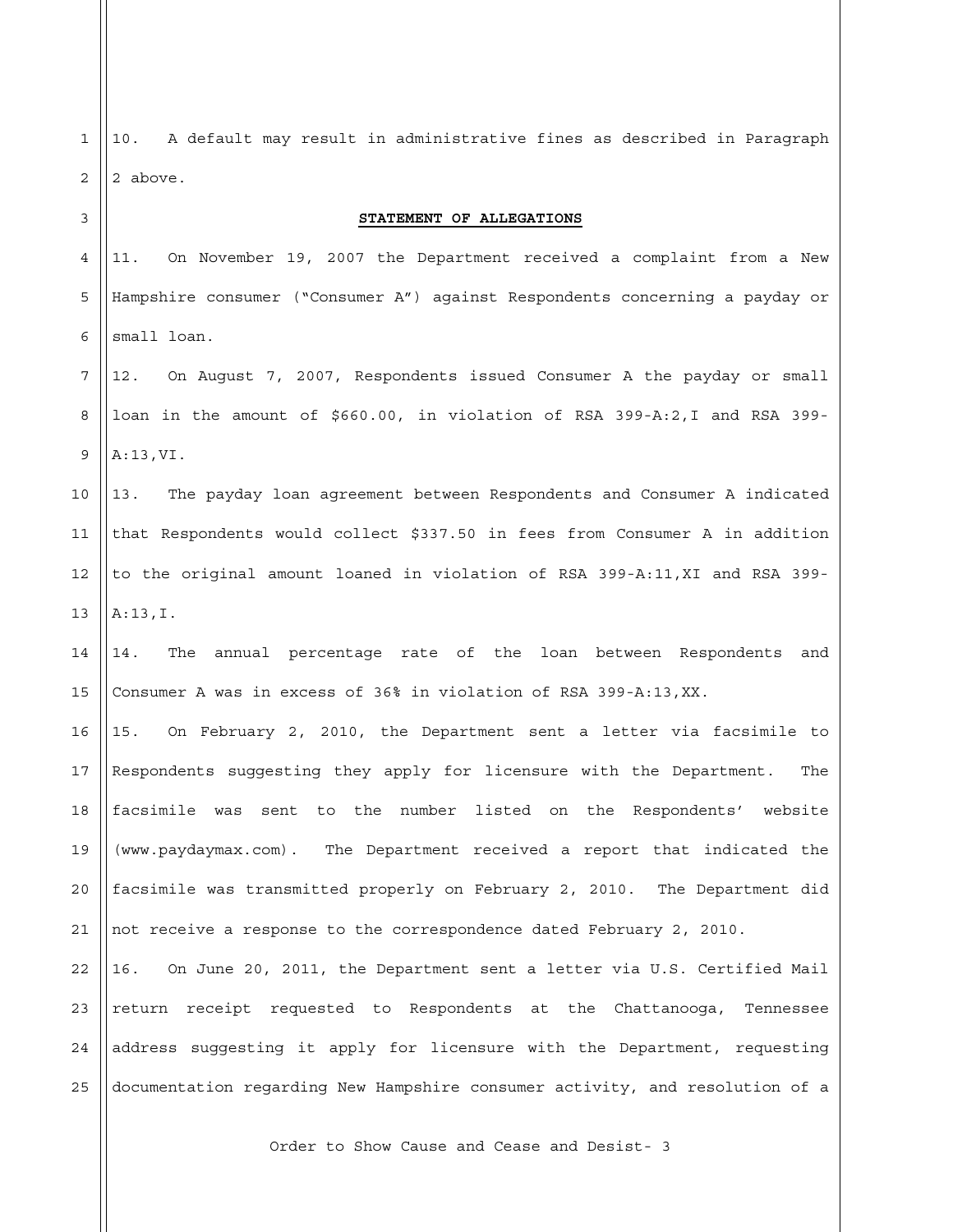10. A default may result in administrative fines as described in Paragraph 2 above.

**STATEMENT OF ALLEGATIONS**

11. On November 19, 2007 the Department received a complaint from a New Hampshire consumer ("Consumer A") against Respondents concerning a payday or small loan.

12. On August 7, 2007, Respondents issued Consumer A the payday or small loan in the amount of $660.00, in violation of RSA 399-A:2,I and RSA 399-A:13,VI.

13. The payday loan agreement between Respondents and Consumer A indicated that Respondents would collect $337.50 in fees from Consumer A in addition to the original amount loaned in violation of RSA 399-A:11,XI and RSA 399-A:13,I.

14. The annual percentage rate of the loan between Respondents and Consumer A was in excess of 36% in violation of RSA 399-A:13,XX.

15. On February 2, 2010, the Department sent a letter via facsimile to Respondents suggesting they apply for licensure with the Department. The facsimile was sent to the number listed on the Respondents' website (www.paydaymax.com). The Department received a report that indicated the facsimile was transmitted properly on February 2, 2010. The Department did not receive a response to the correspondence dated February 2, 2010.

16. On June 20, 2011, the Department sent a letter via U.S. Certified Mail return receipt requested to Respondents at the Chattanooga, Tennessee address suggesting it apply for licensure with the Department, requesting documentation regarding New Hampshire consumer activity, and resolution of a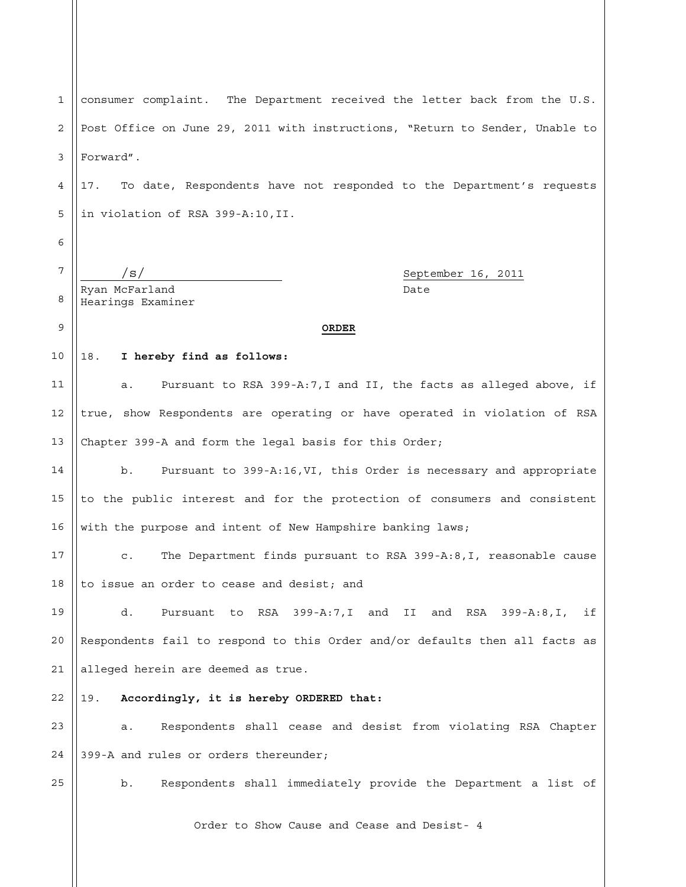consumer complaint. The Department received the letter back from the U.S. Post Office on June 29, 2011 with instructions, "Return to Sender, Unable to Forward".

17. To date, Respondents have not responded to the Department's requests in violation of RSA 399-A:10,II.

/s/
Ryan McFarland
Hearings Examiner

September 16, 2011
Date

**ORDER**

18. **I hereby find as follows:**

a. Pursuant to RSA 399-A:7,I and II, the facts as alleged above, if true, show Respondents are operating or have operated in violation of RSA Chapter 399-A and form the legal basis for this Order;

b. Pursuant to 399-A:16,VI, this Order is necessary and appropriate to the public interest and for the protection of consumers and consistent with the purpose and intent of New Hampshire banking laws;

c. The Department finds pursuant to RSA 399-A:8,I, reasonable cause to issue an order to cease and desist; and

d. Pursuant to RSA 399-A:7,I and II and RSA 399-A:8,I, if Respondents fail to respond to this Order and/or defaults then all facts as alleged herein are deemed as true.

19. **Accordingly, it is hereby ORDERED that:**

a. Respondents shall cease and desist from violating RSA Chapter 399-A and rules or orders thereunder;

b. Respondents shall immediately provide the Department a list of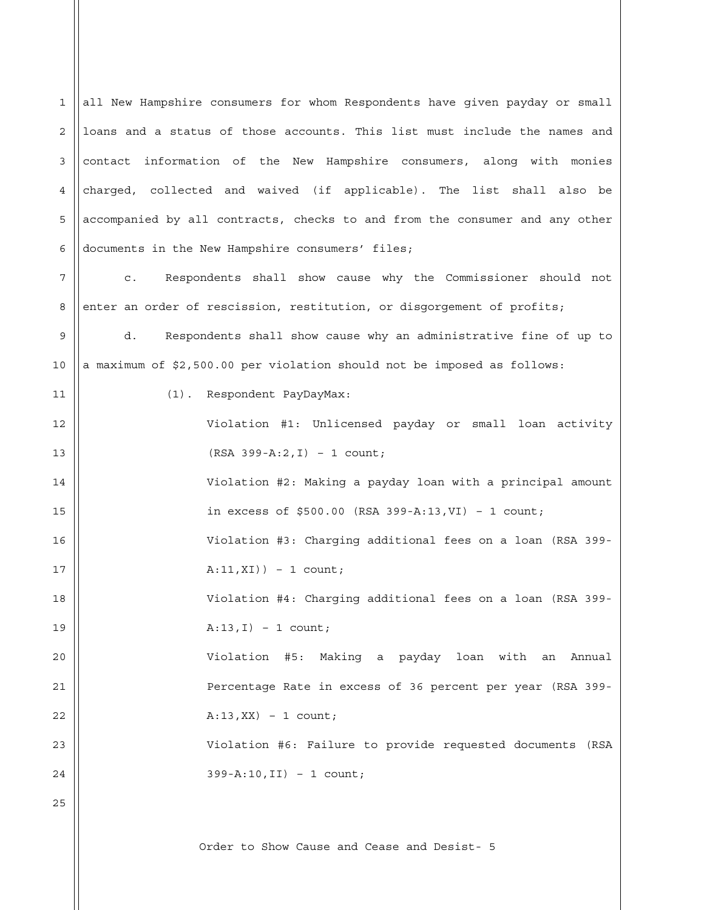all New Hampshire consumers for whom Respondents have given payday or small loans and a status of those accounts. This list must include the names and contact information of the New Hampshire consumers, along with monies charged, collected and waived (if applicable). The list shall also be accompanied by all contracts, checks to and from the consumer and any other documents in the New Hampshire consumers' files;

c. Respondents shall show cause why the Commissioner should not enter an order of rescission, restitution, or disgorgement of profits;

d. Respondents shall show cause why an administrative fine of up to a maximum of $2,500.00 per violation should not be imposed as follows:

(1). Respondent PayDayMax:

Violation #1: Unlicensed payday or small loan activity (RSA 399-A:2,I) – 1 count;

Violation #2: Making a payday loan with a principal amount in excess of $500.00 (RSA 399-A:13,VI) – 1 count;

Violation #3: Charging additional fees on a loan (RSA 399-A:11,XI)) – 1 count;

Violation #4: Charging additional fees on a loan (RSA 399-A:13,I) – 1 count;

Violation #5: Making a payday loan with an Annual Percentage Rate in excess of 36 percent per year (RSA 399-A:13,XX) – 1 count;

Violation #6: Failure to provide requested documents (RSA 399-A:10,II) – 1 count;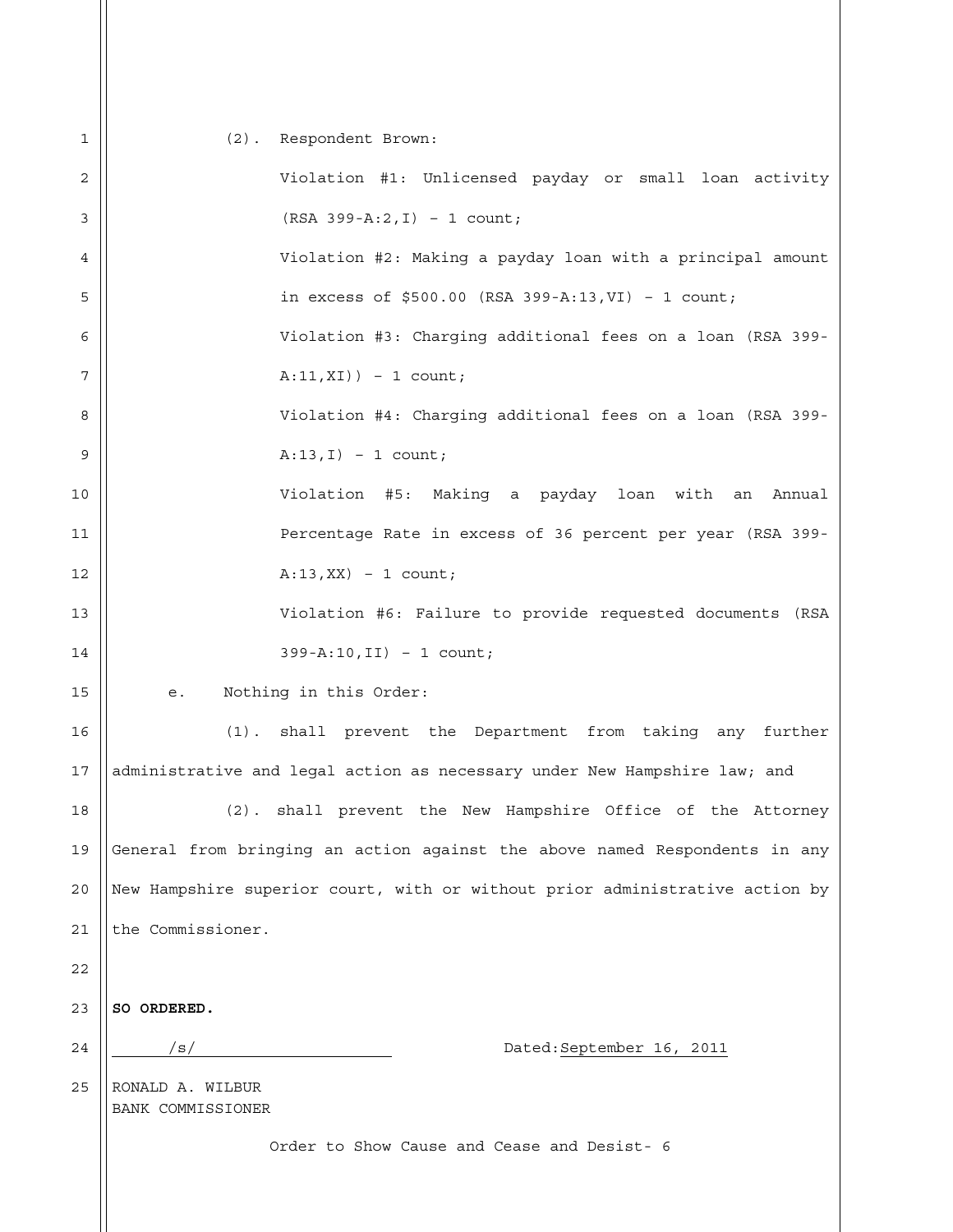(2). Respondent Brown:

Violation #1: Unlicensed payday or small loan activity (RSA 399-A:2,I) – 1 count;

Violation #2: Making a payday loan with a principal amount in excess of $500.00 (RSA 399-A:13,VI) – 1 count;

Violation #3: Charging additional fees on a loan (RSA 399-A:11,XI)) – 1 count;

Violation #4: Charging additional fees on a loan (RSA 399-A:13,I) – 1 count;

Violation #5: Making a payday loan with an Annual Percentage Rate in excess of 36 percent per year (RSA 399-A:13,XX) – 1 count;

Violation #6: Failure to provide requested documents (RSA 399-A:10,II) – 1 count;

e. Nothing in this Order:

(1). shall prevent the Department from taking any further administrative and legal action as necessary under New Hampshire law; and

(2). shall prevent the New Hampshire Office of the Attorney General from bringing an action against the above named Respondents in any New Hampshire superior court, with or without prior administrative action by the Commissioner.

**SO ORDERED.**

/s/ Dated: September 16, 2011

RONALD A. WILBUR
BANK COMMISSIONER